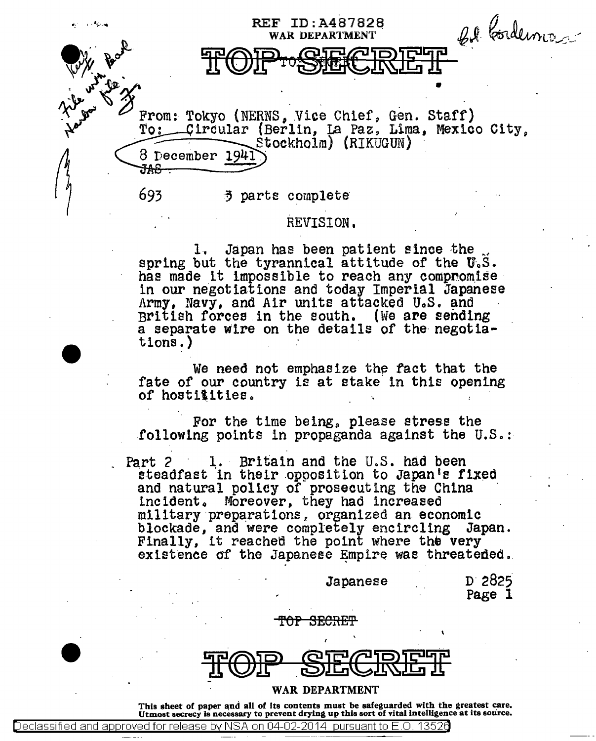REF ID:A487828

WAR DEPARTMENT

# TOP SECRET

From: Tokyo (NERNS, Vice Chief, Gen. Staff)
To: Circular (Berlin, La Paz, Lima, Mexico City, Stockholm) (RIKUGUN)
8 December 1941
JAS

693 3 parts complete

REVISION.

1. Japan has been patient since the spring but the tyrannical attitude of the U.S. has made it impossible to reach any compromise in our negotiations and today Imperial Japanese Army, Navy, and Air units attacked U.S. and British forces in the south. (We are sending a separate wire on the details of the negotiations.)

We need not emphasize the fact that the fate of our country is at stake in this opening of hostilities.

For the time being, please stress the following points in propaganda against the U.S.:

Part 2 1. Britain and the U.S. had been steadfast in their opposition to Japan's fixed and natural policy of prosecuting the China incident. Moreover, they had increased military preparations, organized an economic blockade, and were completely encircling Japan. Finally, it reached the point where the very existence of the Japanese Empire was threatened.

Japanese D 2825
Page 1

TOP SECRET

# TOP SECRET

WAR DEPARTMENT

This sheet of paper and all of its contents must be safeguarded with the greatest care. Utmost secrecy is necessary to prevent drying up this sort of vital intelligence at its source.

Declassified and approved for release by NSA on 04-02-2014 pursuant to E.O. 13526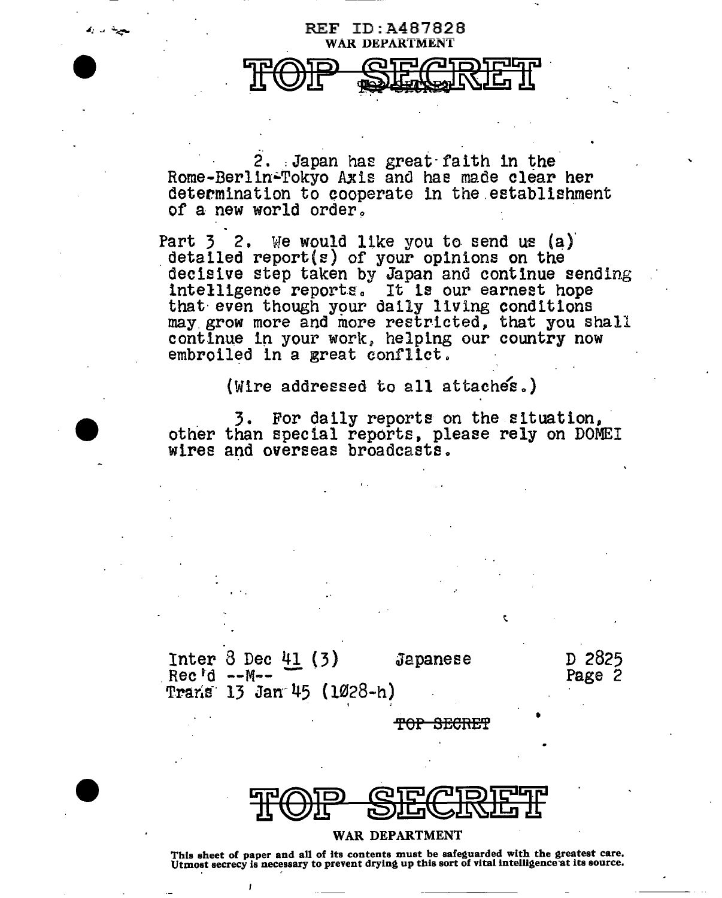REF ID:A487828

WAR DEPARTMENT

TOP SECRET

2. Japan has great faith in the Rome-Berlin-Tokyo Axis and has made clear her determination to cooperate in the establishment of a new world order.

Part 3 2. We would like you to send us (a) detailed report(s) of your opinions on the decisive step taken by Japan and continue sending intelligence reports. It is our earnest hope that even though your daily living conditions may grow more and more restricted, that you shall continue in your work, helping our country now embroiled in a great conflict.

(Wire addressed to all attachés.)

3. For daily reports on the situation, other than special reports, please rely on DOMEI wires and overseas broadcasts.

Inter 8 Dec 41 (3) Japanese D 2825
Rec'd --M-- Page 2
Trans 13 Jan 45 (1028-h)

~~TOP SECRET~~

TOP SECRET

WAR DEPARTMENT

This sheet of paper and all of its contents must be safeguarded with the greatest care. Utmost secrecy is necessary to prevent drying up this sort of vital intelligence at its source.